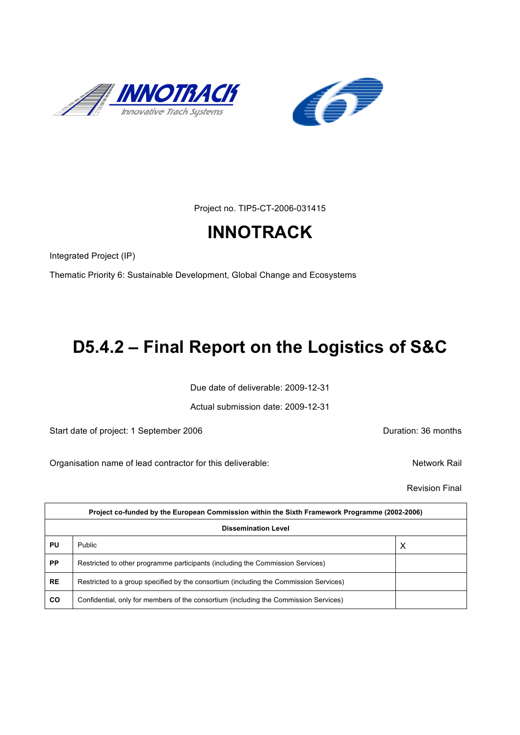Project no. TIP5-CT-2006-031415

# INNOTRACK

Integrated Project (IP)

Thematic Priority 6: Sustainable Development, Global Change and Ecosystems

# D5.4.2 – Final Report on the Logistics of S&C

Due date of deliverable: 2009-12-31

Actual submission date: 2009-12-31

Start date of project: 1 September 2006

Duration: 36 months

Organisation name of lead contractor for this deliverable: Network Rail

Revision Final

| Project co-funded by the European Commission within the Sixth Framework Programme (2002-2006) | | |
|---|---|---|
| **Dissemination Level** | | |
| **PU** | Public | X |
| **PP** | Restricted to other programme participants (including the Commission Services) | |
| **RE** | Restricted to a group specified by the consortium (including the Commission Services) | |
| **CO** | Confidential, only for members of the consortium (including the Commission Services) | |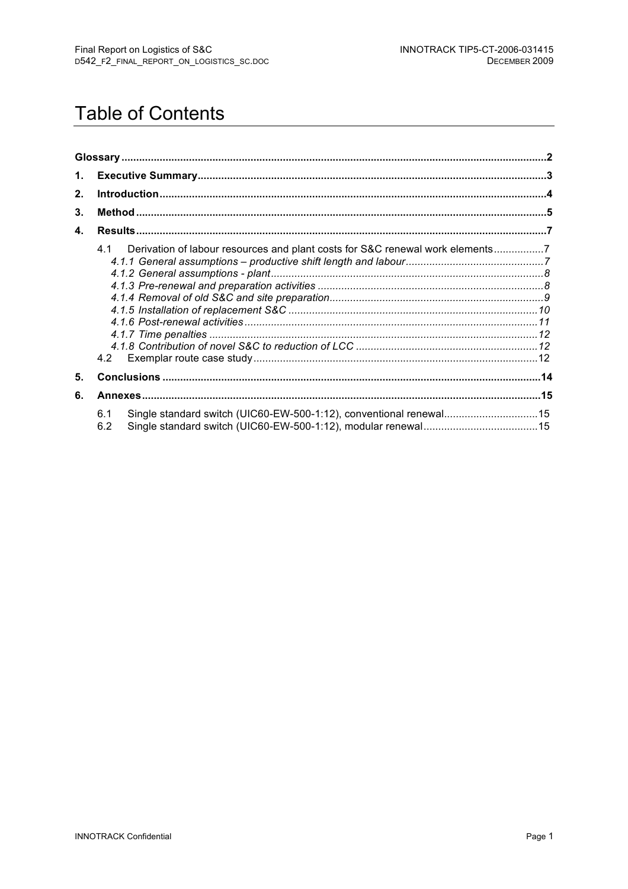# Table of Contents

**Glossary** .......... **2**

**1. Executive Summary** .......... **3**

**2. Introduction** .......... **4**

**3. Method** .......... **5**

**4. Results** .......... **7**

- 4.1 Derivation of labour resources and plant costs for S&C renewal work elements .......... 7
  - *4.1.1 General assumptions – productive shift length and labour* .......... *7*
  - *4.1.2 General assumptions - plant* .......... *8*
  - *4.1.3 Pre-renewal and preparation activities* .......... *8*
  - *4.1.4 Removal of old S&C and site preparation* .......... *9*
  - *4.1.5 Installation of replacement S&C* .......... *10*
  - *4.1.6 Post-renewal activities* .......... *11*
  - *4.1.7 Time penalties* .......... *12*
  - *4.1.8 Contribution of novel S&C to reduction of LCC* .......... *12*
- 4.2 Exemplar route case study .......... 12

**5. Conclusions** .......... **14**

**6. Annexes** .......... **15**

- 6.1 Single standard switch (UIC60-EW-500-1:12), conventional renewal .......... 15
- 6.2 Single standard switch (UIC60-EW-500-1:12), modular renewal .......... 15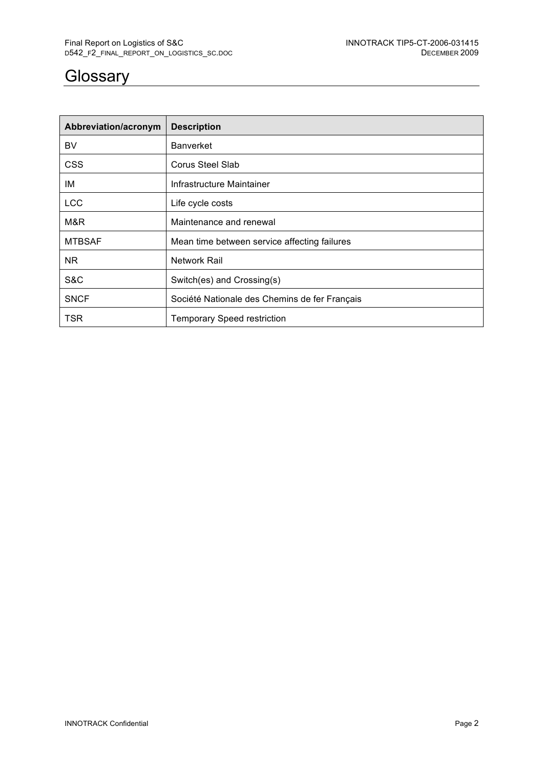# Glossary

| Abbreviation/acronym | Description |
| --- | --- |
| BV | Banverket |
| CSS | Corus Steel Slab |
| IM | Infrastructure Maintainer |
| LCC | Life cycle costs |
| M&R | Maintenance and renewal |
| MTBSAF | Mean time between service affecting failures |
| NR | Network Rail |
| S&C | Switch(es) and Crossing(s) |
| SNCF | Société Nationale des Chemins de fer Français |
| TSR | Temporary Speed restriction |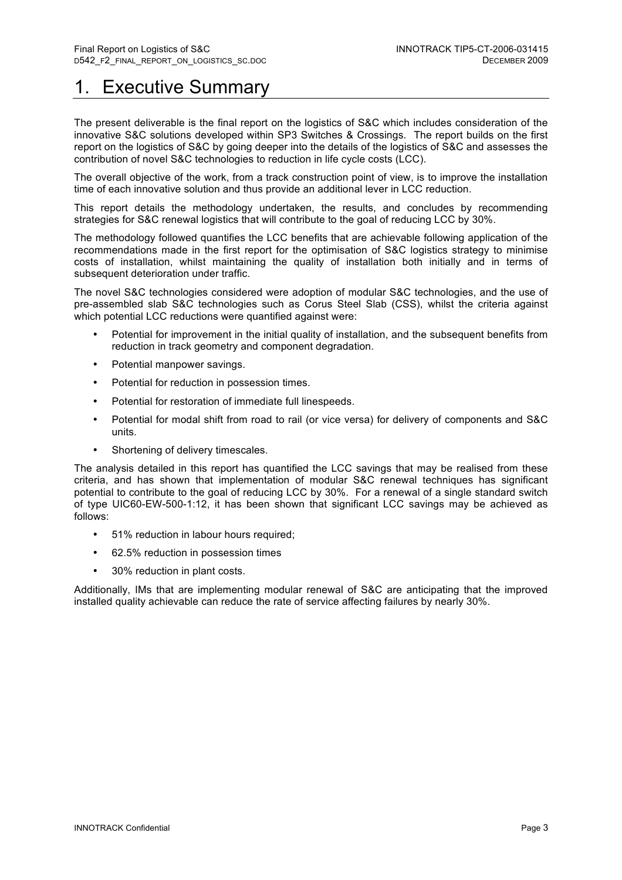# 1. Executive Summary

The present deliverable is the final report on the logistics of S&C which includes consideration of the innovative S&C solutions developed within SP3 Switches & Crossings. The report builds on the first report on the logistics of S&C by going deeper into the details of the logistics of S&C and assesses the contribution of novel S&C technologies to reduction in life cycle costs (LCC).

The overall objective of the work, from a track construction point of view, is to improve the installation time of each innovative solution and thus provide an additional lever in LCC reduction.

This report details the methodology undertaken, the results, and concludes by recommending strategies for S&C renewal logistics that will contribute to the goal of reducing LCC by 30%.

The methodology followed quantifies the LCC benefits that are achievable following application of the recommendations made in the first report for the optimisation of S&C logistics strategy to minimise costs of installation, whilst maintaining the quality of installation both initially and in terms of subsequent deterioration under traffic.

The novel S&C technologies considered were adoption of modular S&C technologies, and the use of pre-assembled slab S&C technologies such as Corus Steel Slab (CSS), whilst the criteria against which potential LCC reductions were quantified against were:

- Potential for improvement in the initial quality of installation, and the subsequent benefits from reduction in track geometry and component degradation.
- Potential manpower savings.
- Potential for reduction in possession times.
- Potential for restoration of immediate full linespeeds.
- Potential for modal shift from road to rail (or vice versa) for delivery of components and S&C units.
- Shortening of delivery timescales.

The analysis detailed in this report has quantified the LCC savings that may be realised from these criteria, and has shown that implementation of modular S&C renewal techniques has significant potential to contribute to the goal of reducing LCC by 30%. For a renewal of a single standard switch of type UIC60-EW-500-1:12, it has been shown that significant LCC savings may be achieved as follows:

- 51% reduction in labour hours required;
- 62.5% reduction in possession times
- 30% reduction in plant costs.

Additionally, IMs that are implementing modular renewal of S&C are anticipating that the improved installed quality achievable can reduce the rate of service affecting failures by nearly 30%.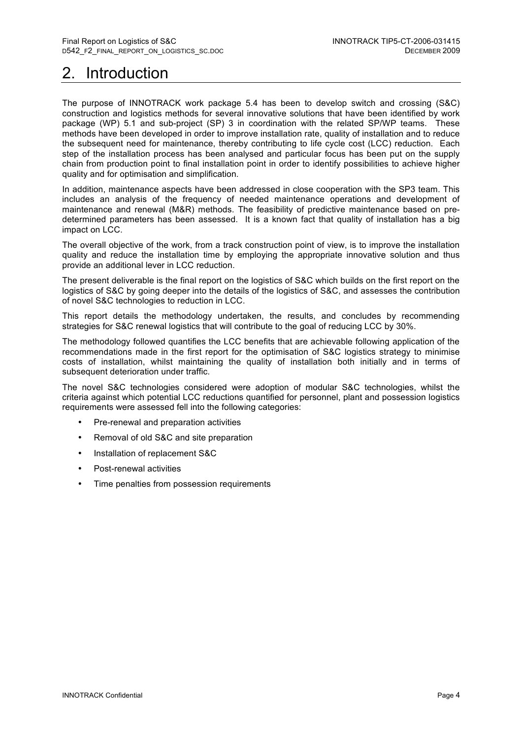# 2. Introduction

The purpose of INNOTRACK work package 5.4 has been to develop switch and crossing (S&C) construction and logistics methods for several innovative solutions that have been identified by work package (WP) 5.1 and sub-project (SP) 3 in coordination with the related SP/WP teams. These methods have been developed in order to improve installation rate, quality of installation and to reduce the subsequent need for maintenance, thereby contributing to life cycle cost (LCC) reduction. Each step of the installation process has been analysed and particular focus has been put on the supply chain from production point to final installation point in order to identify possibilities to achieve higher quality and for optimisation and simplification.

In addition, maintenance aspects have been addressed in close cooperation with the SP3 team. This includes an analysis of the frequency of needed maintenance operations and development of maintenance and renewal (M&R) methods. The feasibility of predictive maintenance based on pre-determined parameters has been assessed. It is a known fact that quality of installation has a big impact on LCC.

The overall objective of the work, from a track construction point of view, is to improve the installation quality and reduce the installation time by employing the appropriate innovative solution and thus provide an additional lever in LCC reduction.

The present deliverable is the final report on the logistics of S&C which builds on the first report on the logistics of S&C by going deeper into the details of the logistics of S&C, and assesses the contribution of novel S&C technologies to reduction in LCC.

This report details the methodology undertaken, the results, and concludes by recommending strategies for S&C renewal logistics that will contribute to the goal of reducing LCC by 30%.

The methodology followed quantifies the LCC benefits that are achievable following application of the recommendations made in the first report for the optimisation of S&C logistics strategy to minimise costs of installation, whilst maintaining the quality of installation both initially and in terms of subsequent deterioration under traffic.

The novel S&C technologies considered were adoption of modular S&C technologies, whilst the criteria against which potential LCC reductions quantified for personnel, plant and possession logistics requirements were assessed fell into the following categories:

- Pre-renewal and preparation activities
- Removal of old S&C and site preparation
- Installation of replacement S&C
- Post-renewal activities
- Time penalties from possession requirements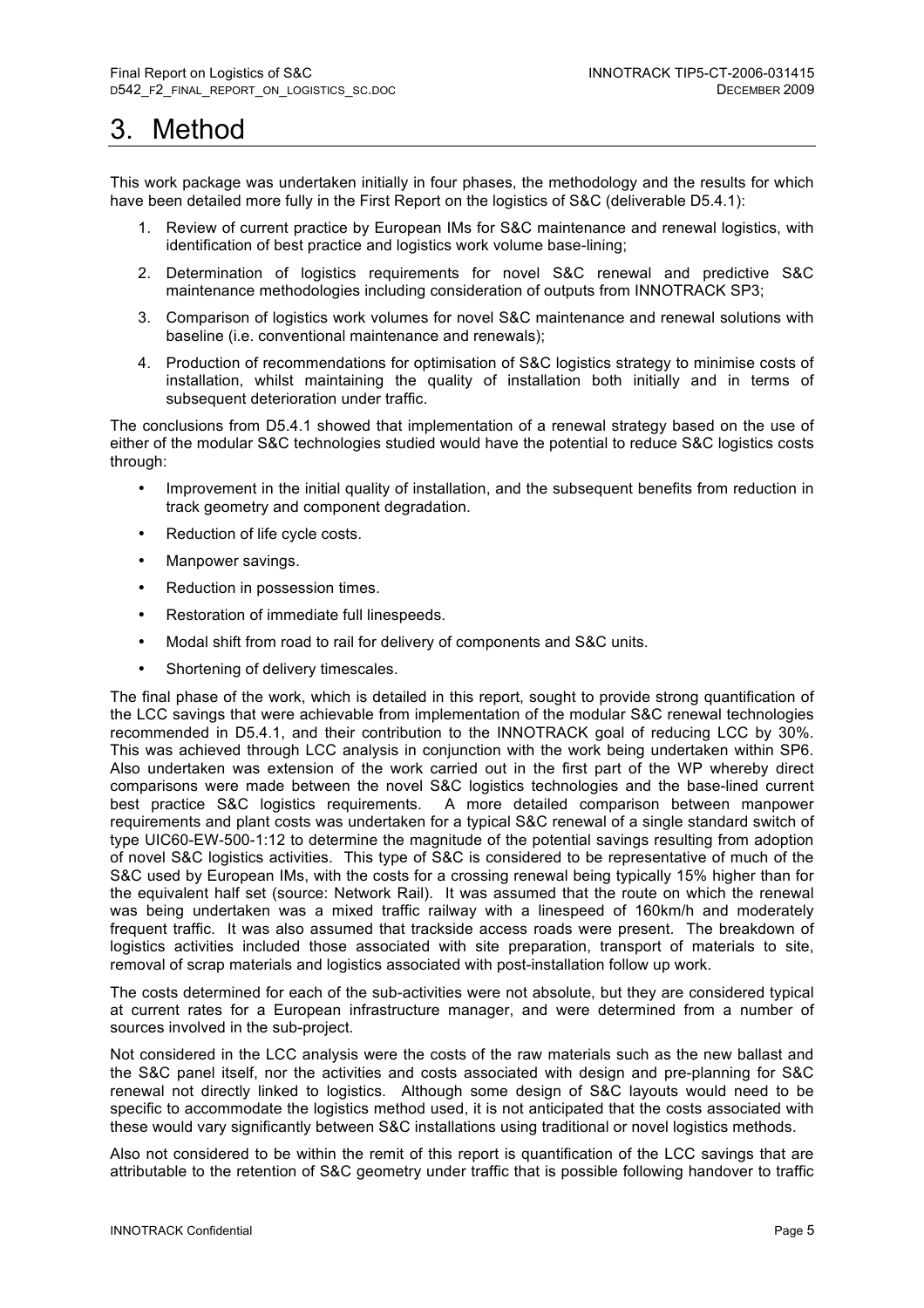# 3. Method

This work package was undertaken initially in four phases, the methodology and the results for which have been detailed more fully in the First Report on the logistics of S&C (deliverable D5.4.1):

1. Review of current practice by European IMs for S&C maintenance and renewal logistics, with identification of best practice and logistics work volume base-lining;
2. Determination of logistics requirements for novel S&C renewal and predictive S&C maintenance methodologies including consideration of outputs from INNOTRACK SP3;
3. Comparison of logistics work volumes for novel S&C maintenance and renewal solutions with baseline (i.e. conventional maintenance and renewals);
4. Production of recommendations for optimisation of S&C logistics strategy to minimise costs of installation, whilst maintaining the quality of installation both initially and in terms of subsequent deterioration under traffic.

The conclusions from D5.4.1 showed that implementation of a renewal strategy based on the use of either of the modular S&C technologies studied would have the potential to reduce S&C logistics costs through:

- Improvement in the initial quality of installation, and the subsequent benefits from reduction in track geometry and component degradation.
- Reduction of life cycle costs.
- Manpower savings.
- Reduction in possession times.
- Restoration of immediate full linespeeds.
- Modal shift from road to rail for delivery of components and S&C units.
- Shortening of delivery timescales.

The final phase of the work, which is detailed in this report, sought to provide strong quantification of the LCC savings that were achievable from implementation of the modular S&C renewal technologies recommended in D5.4.1, and their contribution to the INNOTRACK goal of reducing LCC by 30%. This was achieved through LCC analysis in conjunction with the work being undertaken within SP6. Also undertaken was extension of the work carried out in the first part of the WP whereby direct comparisons were made between the novel S&C logistics technologies and the base-lined current best practice S&C logistics requirements. A more detailed comparison between manpower requirements and plant costs was undertaken for a typical S&C renewal of a single standard switch of type UIC60-EW-500-1:12 to determine the magnitude of the potential savings resulting from adoption of novel S&C logistics activities. This type of S&C is considered to be representative of much of the S&C used by European IMs, with the costs for a crossing renewal being typically 15% higher than for the equivalent half set (source: Network Rail). It was assumed that the route on which the renewal was being undertaken was a mixed traffic railway with a linespeed of 160km/h and moderately frequent traffic. It was also assumed that trackside access roads were present. The breakdown of logistics activities included those associated with site preparation, transport of materials to site, removal of scrap materials and logistics associated with post-installation follow up work.

The costs determined for each of the sub-activities were not absolute, but they are considered typical at current rates for a European infrastructure manager, and were determined from a number of sources involved in the sub-project.

Not considered in the LCC analysis were the costs of the raw materials such as the new ballast and the S&C panel itself, nor the activities and costs associated with design and pre-planning for S&C renewal not directly linked to logistics. Although some design of S&C layouts would need to be specific to accommodate the logistics method used, it is not anticipated that the costs associated with these would vary significantly between S&C installations using traditional or novel logistics methods.

Also not considered to be within the remit of this report is quantification of the LCC savings that are attributable to the retention of S&C geometry under traffic that is possible following handover to traffic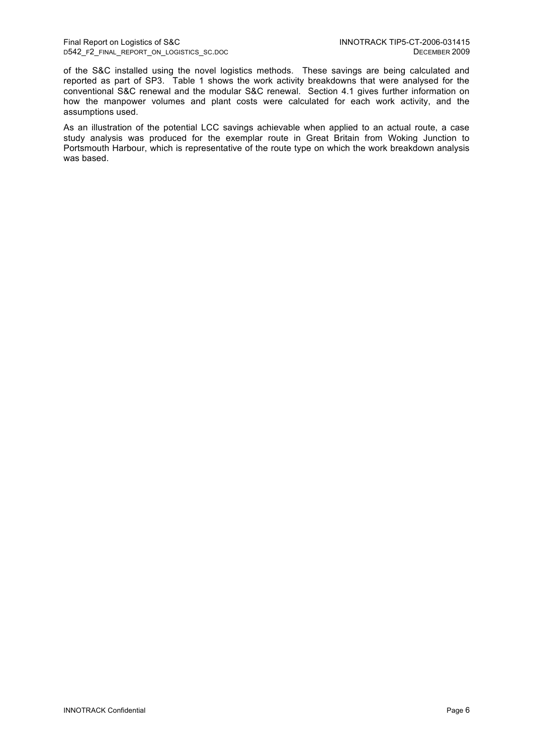of the S&C installed using the novel logistics methods. These savings are being calculated and reported as part of SP3. Table 1 shows the work activity breakdowns that were analysed for the conventional S&C renewal and the modular S&C renewal. Section 4.1 gives further information on how the manpower volumes and plant costs were calculated for each work activity, and the assumptions used.

As an illustration of the potential LCC savings achievable when applied to an actual route, a case study analysis was produced for the exemplar route in Great Britain from Woking Junction to Portsmouth Harbour, which is representative of the route type on which the work breakdown analysis was based.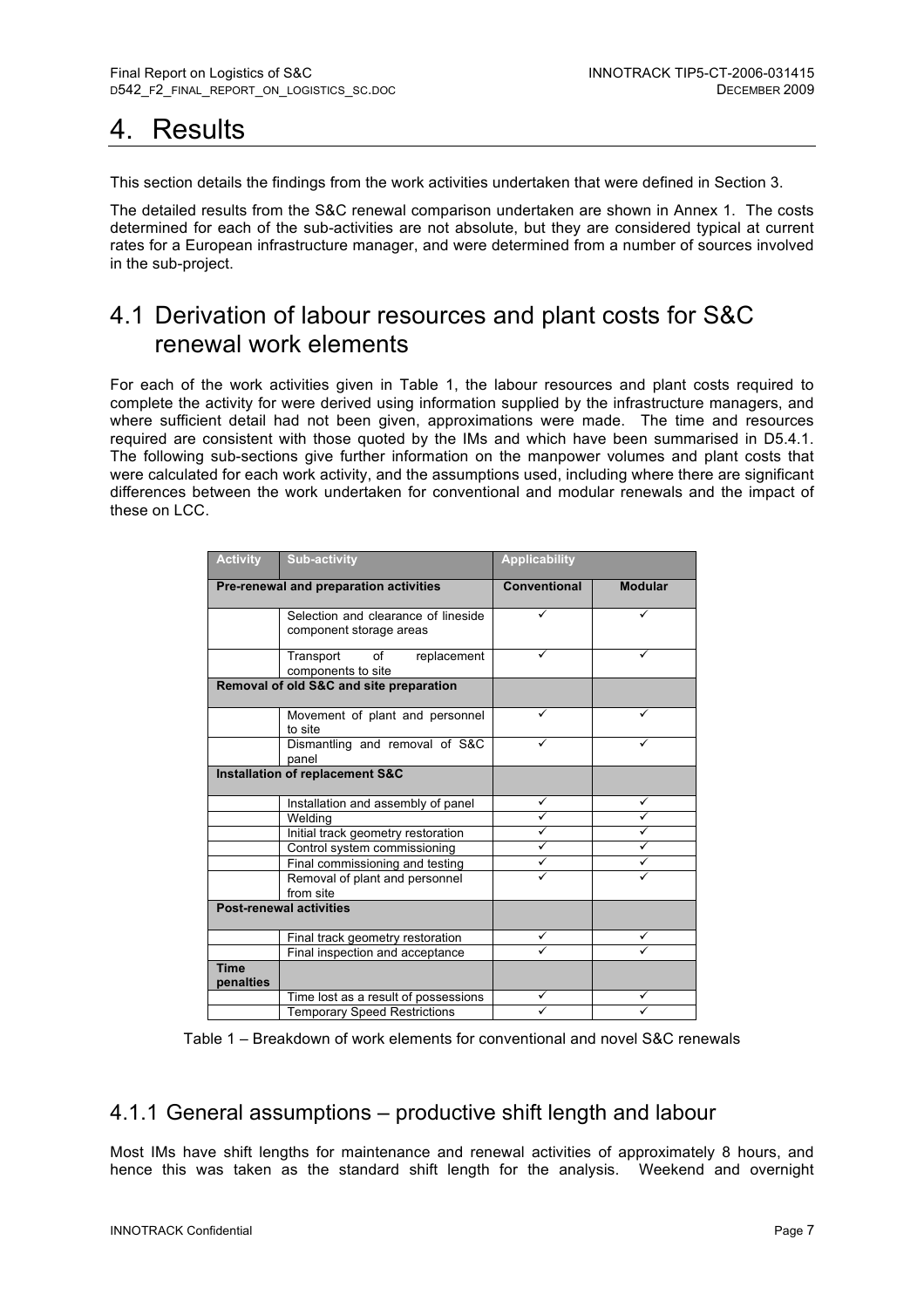# 4. Results

This section details the findings from the work activities undertaken that were defined in Section 3.

The detailed results from the S&C renewal comparison undertaken are shown in Annex 1. The costs determined for each of the sub-activities are not absolute, but they are considered typical at current rates for a European infrastructure manager, and were determined from a number of sources involved in the sub-project.

## 4.1 Derivation of labour resources and plant costs for S&C renewal work elements

For each of the work activities given in Table 1, the labour resources and plant costs required to complete the activity for were derived using information supplied by the infrastructure managers, and where sufficient detail had not been given, approximations were made. The time and resources required are consistent with those quoted by the IMs and which have been summarised in D5.4.1. The following sub-sections give further information on the manpower volumes and plant costs that were calculated for each work activity, and the assumptions used, including where there are significant differences between the work undertaken for conventional and modular renewals and the impact of these on LCC.

| Activity | Sub-activity | Applicability | |
|---|---|---|---|
| **Pre-renewal and preparation activities** | | **Conventional** | **Modular** |
| | Selection and clearance of lineside component storage areas | ✓ | ✓ |
| | Transport of replacement components to site | ✓ | ✓ |
| **Removal of old S&C and site preparation** | | | |
| | Movement of plant and personnel to site | ✓ | ✓ |
| | Dismantling and removal of S&C panel | ✓ | ✓ |
| **Installation of replacement S&C** | | | |
| | Installation and assembly of panel | ✓ | ✓ |
| | Welding | ✓ | ✓ |
| | Initial track geometry restoration | ✓ | ✓ |
| | Control system commissioning | ✓ | ✓ |
| | Final commissioning and testing | ✓ | ✓ |
| | Removal of plant and personnel from site | ✓ | ✓ |
| **Post-renewal activities** | | | |
| | Final track geometry restoration | ✓ | ✓ |
| | Final inspection and acceptance | ✓ | ✓ |
| **Time penalties** | | | |
| | Time lost as a result of possessions | ✓ | ✓ |
| | Temporary Speed Restrictions | ✓ | ✓ |

Table 1 – Breakdown of work elements for conventional and novel S&C renewals

### 4.1.1 General assumptions – productive shift length and labour

Most IMs have shift lengths for maintenance and renewal activities of approximately 8 hours, and hence this was taken as the standard shift length for the analysis. Weekend and overnight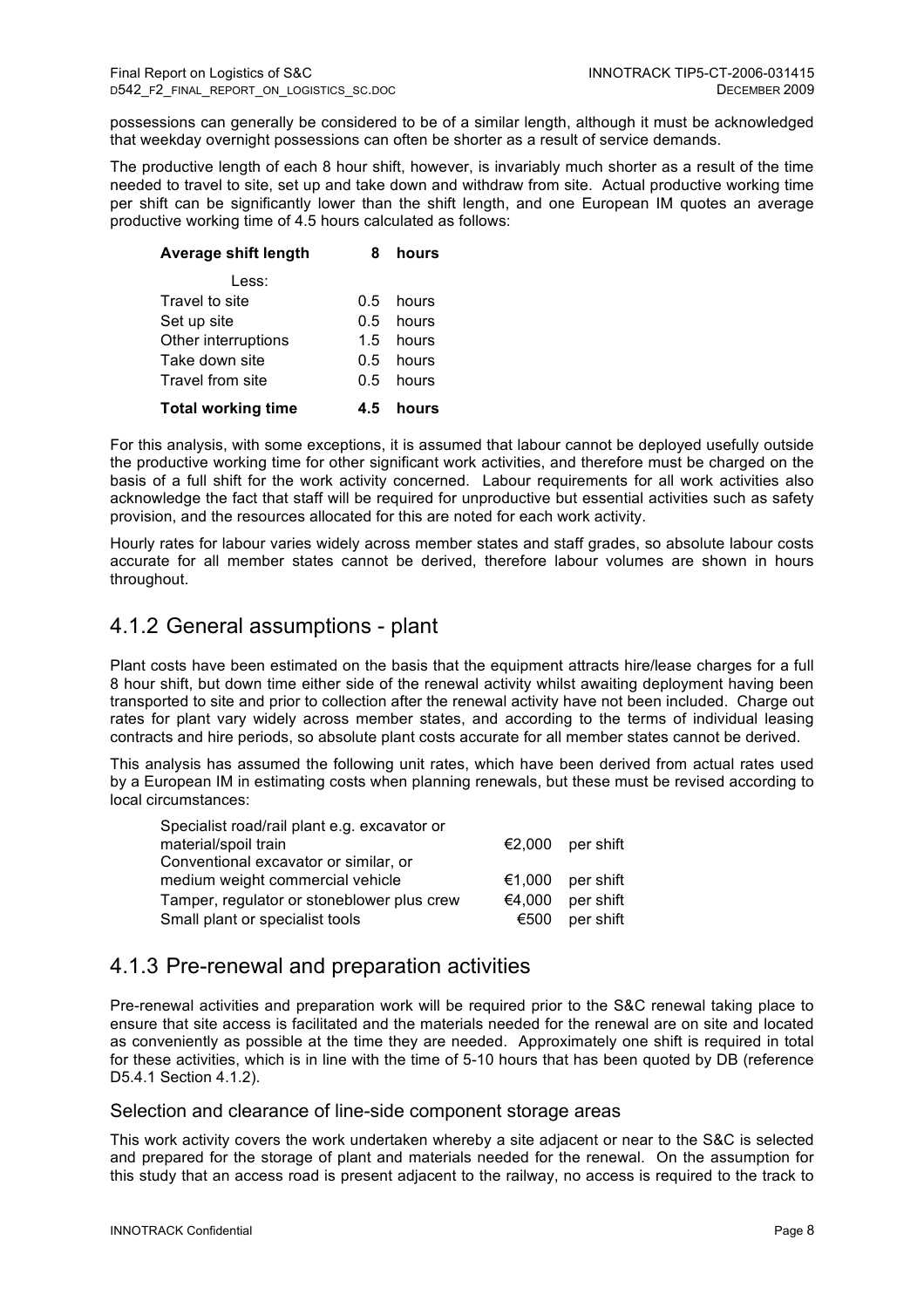possessions can generally be considered to be of a similar length, although it must be acknowledged that weekday overnight possessions can often be shorter as a result of service demands.

The productive length of each 8 hour shift, however, is invariably much shorter as a result of the time needed to travel to site, set up and take down and withdraw from site. Actual productive working time per shift can be significantly lower than the shift length, and one European IM quotes an average productive working time of 4.5 hours calculated as follows:

| **Average shift length** | **8** | **hours** |
|---|---|---|
| Less: | | |
| Travel to site | 0.5 | hours |
| Set up site | 0.5 | hours |
| Other interruptions | 1.5 | hours |
| Take down site | 0.5 | hours |
| Travel from site | 0.5 | hours |
| **Total working time** | **4.5** | **hours** |

For this analysis, with some exceptions, it is assumed that labour cannot be deployed usefully outside the productive working time for other significant work activities, and therefore must be charged on the basis of a full shift for the work activity concerned. Labour requirements for all work activities also acknowledge the fact that staff will be required for unproductive but essential activities such as safety provision, and the resources allocated for this are noted for each work activity.

Hourly rates for labour varies widely across member states and staff grades, so absolute labour costs accurate for all member states cannot be derived, therefore labour volumes are shown in hours throughout.

## 4.1.2 General assumptions - plant

Plant costs have been estimated on the basis that the equipment attracts hire/lease charges for a full 8 hour shift, but down time either side of the renewal activity whilst awaiting deployment having been transported to site and prior to collection after the renewal activity have not been included. Charge out rates for plant vary widely across member states, and according to the terms of individual leasing contracts and hire periods, so absolute plant costs accurate for all member states cannot be derived.

This analysis has assumed the following unit rates, which have been derived from actual rates used by a European IM in estimating costs when planning renewals, but these must be revised according to local circumstances:

| | | |
|---|---|---|
| Specialist road/rail plant e.g. excavator or material/spoil train | €2,000 | per shift |
| Conventional excavator or similar, or medium weight commercial vehicle | €1,000 | per shift |
| Tamper, regulator or stoneblower plus crew | €4,000 | per shift |
| Small plant or specialist tools | €500 | per shift |

## 4.1.3 Pre-renewal and preparation activities

Pre-renewal activities and preparation work will be required prior to the S&C renewal taking place to ensure that site access is facilitated and the materials needed for the renewal are on site and located as conveniently as possible at the time they are needed. Approximately one shift is required in total for these activities, which is in line with the time of 5-10 hours that has been quoted by DB (reference D5.4.1 Section 4.1.2).

### Selection and clearance of line-side component storage areas

This work activity covers the work undertaken whereby a site adjacent or near to the S&C is selected and prepared for the storage of plant and materials needed for the renewal. On the assumption for this study that an access road is present adjacent to the railway, no access is required to the track to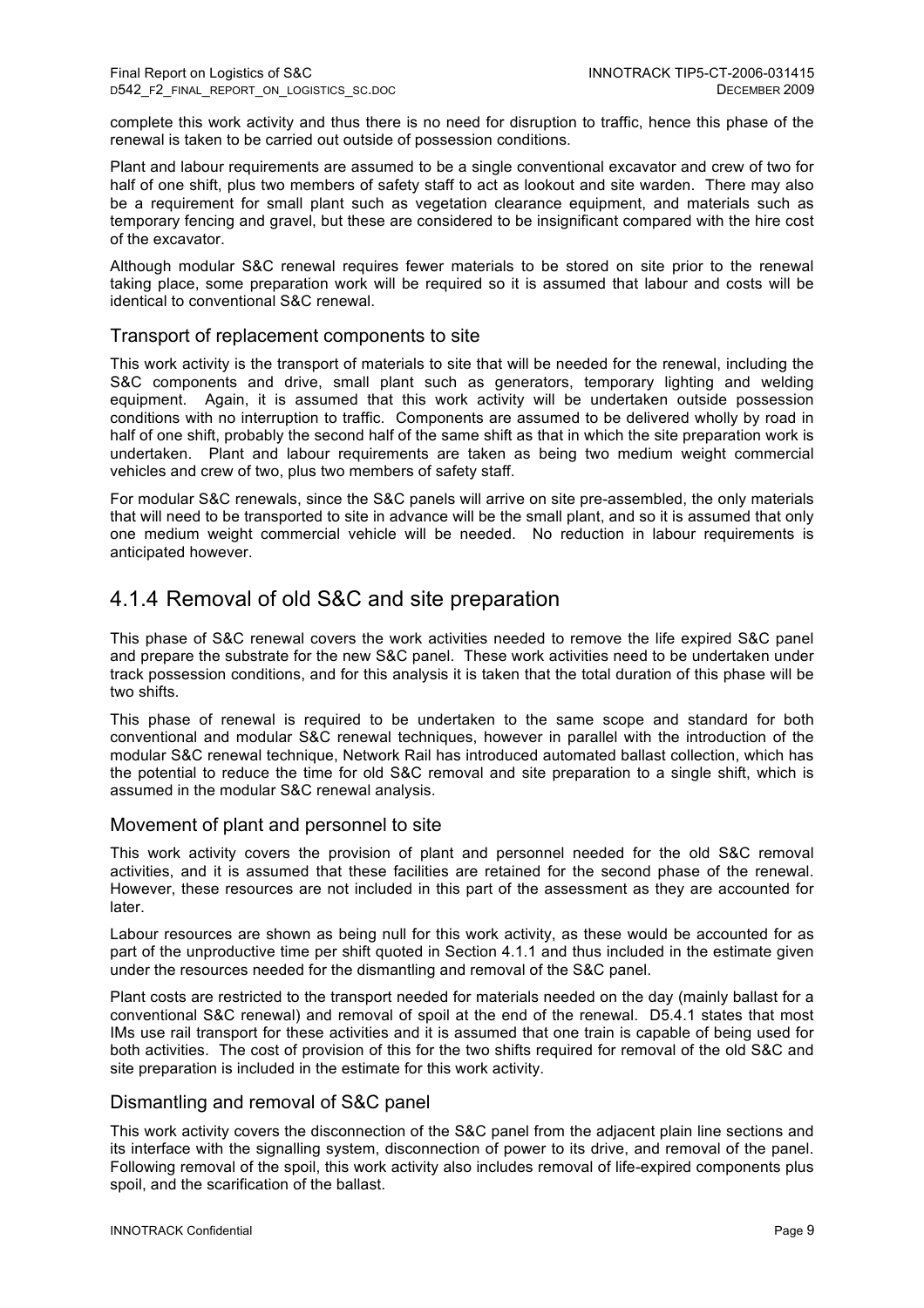complete this work activity and thus there is no need for disruption to traffic, hence this phase of the renewal is taken to be carried out outside of possession conditions.

Plant and labour requirements are assumed to be a single conventional excavator and crew of two for half of one shift, plus two members of safety staff to act as lookout and site warden. There may also be a requirement for small plant such as vegetation clearance equipment, and materials such as temporary fencing and gravel, but these are considered to be insignificant compared with the hire cost of the excavator.

Although modular S&C renewal requires fewer materials to be stored on site prior to the renewal taking place, some preparation work will be required so it is assumed that labour and costs will be identical to conventional S&C renewal.

### Transport of replacement components to site

This work activity is the transport of materials to site that will be needed for the renewal, including the S&C components and drive, small plant such as generators, temporary lighting and welding equipment. Again, it is assumed that this work activity will be undertaken outside possession conditions with no interruption to traffic. Components are assumed to be delivered wholly by road in half of one shift, probably the second half of the same shift as that in which the site preparation work is undertaken. Plant and labour requirements are taken as being two medium weight commercial vehicles and crew of two, plus two members of safety staff.

For modular S&C renewals, since the S&C panels will arrive on site pre-assembled, the only materials that will need to be transported to site in advance will be the small plant, and so it is assumed that only one medium weight commercial vehicle will be needed. No reduction in labour requirements is anticipated however.

## 4.1.4 Removal of old S&C and site preparation

This phase of S&C renewal covers the work activities needed to remove the life expired S&C panel and prepare the substrate for the new S&C panel. These work activities need to be undertaken under track possession conditions, and for this analysis it is taken that the total duration of this phase will be two shifts.

This phase of renewal is required to be undertaken to the same scope and standard for both conventional and modular S&C renewal techniques, however in parallel with the introduction of the modular S&C renewal technique, Network Rail has introduced automated ballast collection, which has the potential to reduce the time for old S&C removal and site preparation to a single shift, which is assumed in the modular S&C renewal analysis.

### Movement of plant and personnel to site

This work activity covers the provision of plant and personnel needed for the old S&C removal activities, and it is assumed that these facilities are retained for the second phase of the renewal. However, these resources are not included in this part of the assessment as they are accounted for later.

Labour resources are shown as being null for this work activity, as these would be accounted for as part of the unproductive time per shift quoted in Section 4.1.1 and thus included in the estimate given under the resources needed for the dismantling and removal of the S&C panel.

Plant costs are restricted to the transport needed for materials needed on the day (mainly ballast for a conventional S&C renewal) and removal of spoil at the end of the renewal. D5.4.1 states that most IMs use rail transport for these activities and it is assumed that one train is capable of being used for both activities. The cost of provision of this for the two shifts required for removal of the old S&C and site preparation is included in the estimate for this work activity.

### Dismantling and removal of S&C panel

This work activity covers the disconnection of the S&C panel from the adjacent plain line sections and its interface with the signalling system, disconnection of power to its drive, and removal of the panel. Following removal of the spoil, this work activity also includes removal of life-expired components plus spoil, and the scarification of the ballast.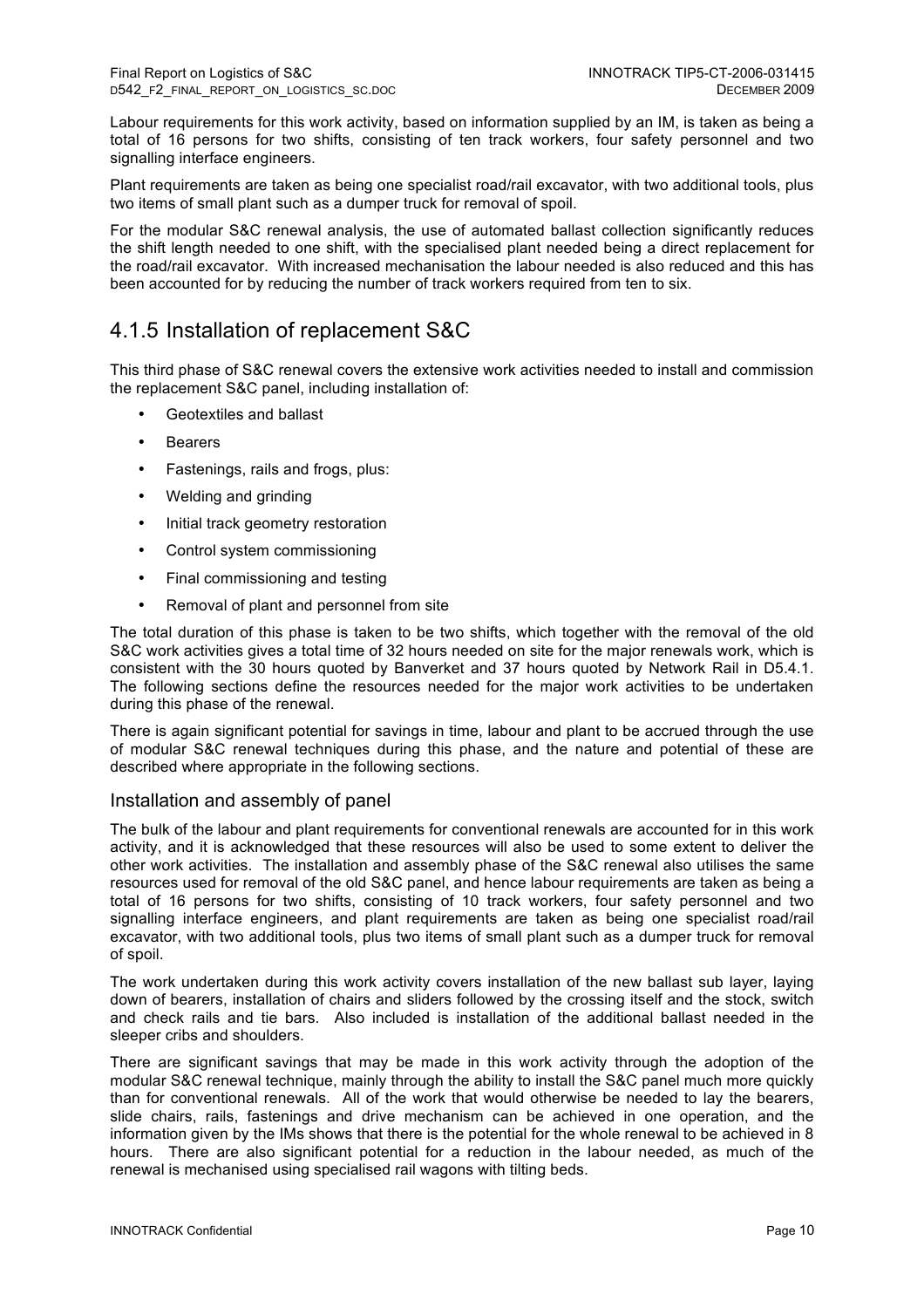Labour requirements for this work activity, based on information supplied by an IM, is taken as being a total of 16 persons for two shifts, consisting of ten track workers, four safety personnel and two signalling interface engineers.

Plant requirements are taken as being one specialist road/rail excavator, with two additional tools, plus two items of small plant such as a dumper truck for removal of spoil.

For the modular S&C renewal analysis, the use of automated ballast collection significantly reduces the shift length needed to one shift, with the specialised plant needed being a direct replacement for the road/rail excavator. With increased mechanisation the labour needed is also reduced and this has been accounted for by reducing the number of track workers required from ten to six.

## 4.1.5 Installation of replacement S&C

This third phase of S&C renewal covers the extensive work activities needed to install and commission the replacement S&C panel, including installation of:

- Geotextiles and ballast
- Bearers
- Fastenings, rails and frogs, plus:
- Welding and grinding
- Initial track geometry restoration
- Control system commissioning
- Final commissioning and testing
- Removal of plant and personnel from site

The total duration of this phase is taken to be two shifts, which together with the removal of the old S&C work activities gives a total time of 32 hours needed on site for the major renewals work, which is consistent with the 30 hours quoted by Banverket and 37 hours quoted by Network Rail in D5.4.1. The following sections define the resources needed for the major work activities to be undertaken during this phase of the renewal.

There is again significant potential for savings in time, labour and plant to be accrued through the use of modular S&C renewal techniques during this phase, and the nature and potential of these are described where appropriate in the following sections.

### Installation and assembly of panel

The bulk of the labour and plant requirements for conventional renewals are accounted for in this work activity, and it is acknowledged that these resources will also be used to some extent to deliver the other work activities. The installation and assembly phase of the S&C renewal also utilises the same resources used for removal of the old S&C panel, and hence labour requirements are taken as being a total of 16 persons for two shifts, consisting of 10 track workers, four safety personnel and two signalling interface engineers, and plant requirements are taken as being one specialist road/rail excavator, with two additional tools, plus two items of small plant such as a dumper truck for removal of spoil.

The work undertaken during this work activity covers installation of the new ballast sub layer, laying down of bearers, installation of chairs and sliders followed by the crossing itself and the stock, switch and check rails and tie bars. Also included is installation of the additional ballast needed in the sleeper cribs and shoulders.

There are significant savings that may be made in this work activity through the adoption of the modular S&C renewal technique, mainly through the ability to install the S&C panel much more quickly than for conventional renewals. All of the work that would otherwise be needed to lay the bearers, slide chairs, rails, fastenings and drive mechanism can be achieved in one operation, and the information given by the IMs shows that there is the potential for the whole renewal to be achieved in 8 hours. There are also significant potential for a reduction in the labour needed, as much of the renewal is mechanised using specialised rail wagons with tilting beds.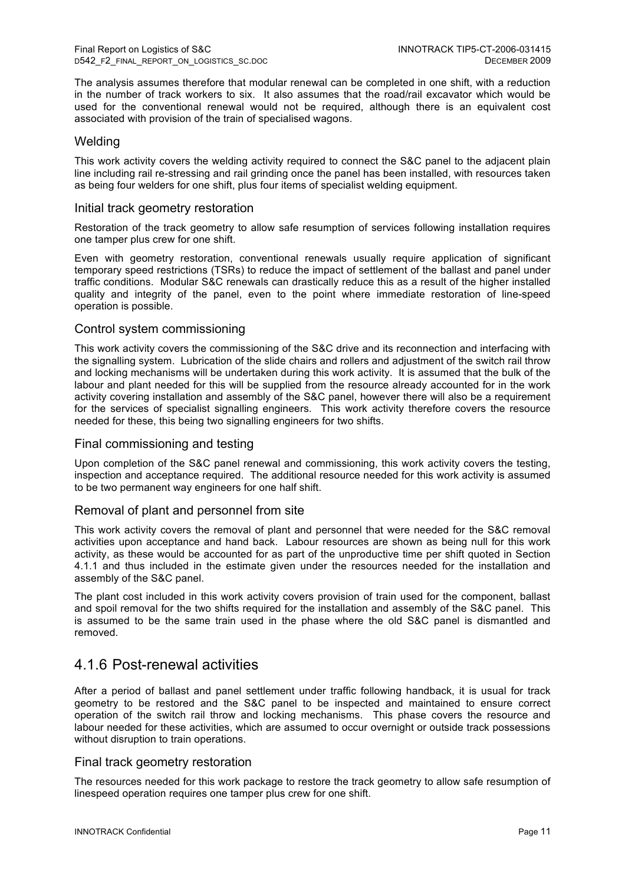The analysis assumes therefore that modular renewal can be completed in one shift, with a reduction in the number of track workers to six. It also assumes that the road/rail excavator which would be used for the conventional renewal would not be required, although there is an equivalent cost associated with provision of the train of specialised wagons.

### Welding

This work activity covers the welding activity required to connect the S&C panel to the adjacent plain line including rail re-stressing and rail grinding once the panel has been installed, with resources taken as being four welders for one shift, plus four items of specialist welding equipment.

### Initial track geometry restoration

Restoration of the track geometry to allow safe resumption of services following installation requires one tamper plus crew for one shift.

Even with geometry restoration, conventional renewals usually require application of significant temporary speed restrictions (TSRs) to reduce the impact of settlement of the ballast and panel under traffic conditions. Modular S&C renewals can drastically reduce this as a result of the higher installed quality and integrity of the panel, even to the point where immediate restoration of line-speed operation is possible.

### Control system commissioning

This work activity covers the commissioning of the S&C drive and its reconnection and interfacing with the signalling system. Lubrication of the slide chairs and rollers and adjustment of the switch rail throw and locking mechanisms will be undertaken during this work activity. It is assumed that the bulk of the labour and plant needed for this will be supplied from the resource already accounted for in the work activity covering installation and assembly of the S&C panel, however there will also be a requirement for the services of specialist signalling engineers. This work activity therefore covers the resource needed for these, this being two signalling engineers for two shifts.

### Final commissioning and testing

Upon completion of the S&C panel renewal and commissioning, this work activity covers the testing, inspection and acceptance required. The additional resource needed for this work activity is assumed to be two permanent way engineers for one half shift.

### Removal of plant and personnel from site

This work activity covers the removal of plant and personnel that were needed for the S&C removal activities upon acceptance and hand back. Labour resources are shown as being null for this work activity, as these would be accounted for as part of the unproductive time per shift quoted in Section 4.1.1 and thus included in the estimate given under the resources needed for the installation and assembly of the S&C panel.

The plant cost included in this work activity covers provision of train used for the component, ballast and spoil removal for the two shifts required for the installation and assembly of the S&C panel. This is assumed to be the same train used in the phase where the old S&C panel is dismantled and removed.

## 4.1.6 Post-renewal activities

After a period of ballast and panel settlement under traffic following handback, it is usual for track geometry to be restored and the S&C panel to be inspected and maintained to ensure correct operation of the switch rail throw and locking mechanisms. This phase covers the resource and labour needed for these activities, which are assumed to occur overnight or outside track possessions without disruption to train operations.

### Final track geometry restoration

The resources needed for this work package to restore the track geometry to allow safe resumption of linespeed operation requires one tamper plus crew for one shift.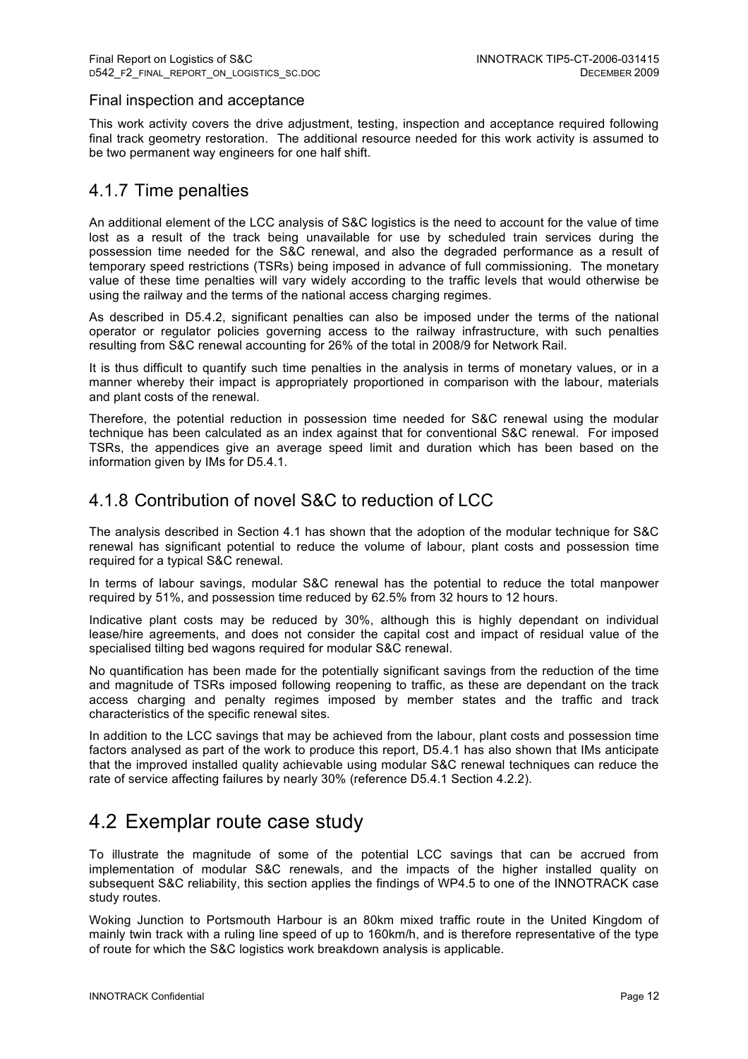### Final inspection and acceptance

This work activity covers the drive adjustment, testing, inspection and acceptance required following final track geometry restoration. The additional resource needed for this work activity is assumed to be two permanent way engineers for one half shift.

## 4.1.7 Time penalties

An additional element of the LCC analysis of S&C logistics is the need to account for the value of time lost as a result of the track being unavailable for use by scheduled train services during the possession time needed for the S&C renewal, and also the degraded performance as a result of temporary speed restrictions (TSRs) being imposed in advance of full commissioning. The monetary value of these time penalties will vary widely according to the traffic levels that would otherwise be using the railway and the terms of the national access charging regimes.

As described in D5.4.2, significant penalties can also be imposed under the terms of the national operator or regulator policies governing access to the railway infrastructure, with such penalties resulting from S&C renewal accounting for 26% of the total in 2008/9 for Network Rail.

It is thus difficult to quantify such time penalties in the analysis in terms of monetary values, or in a manner whereby their impact is appropriately proportioned in comparison with the labour, materials and plant costs of the renewal.

Therefore, the potential reduction in possession time needed for S&C renewal using the modular technique has been calculated as an index against that for conventional S&C renewal. For imposed TSRs, the appendices give an average speed limit and duration which has been based on the information given by IMs for D5.4.1.

## 4.1.8 Contribution of novel S&C to reduction of LCC

The analysis described in Section 4.1 has shown that the adoption of the modular technique for S&C renewal has significant potential to reduce the volume of labour, plant costs and possession time required for a typical S&C renewal.

In terms of labour savings, modular S&C renewal has the potential to reduce the total manpower required by 51%, and possession time reduced by 62.5% from 32 hours to 12 hours.

Indicative plant costs may be reduced by 30%, although this is highly dependant on individual lease/hire agreements, and does not consider the capital cost and impact of residual value of the specialised tilting bed wagons required for modular S&C renewal.

No quantification has been made for the potentially significant savings from the reduction of the time and magnitude of TSRs imposed following reopening to traffic, as these are dependant on the track access charging and penalty regimes imposed by member states and the traffic and track characteristics of the specific renewal sites.

In addition to the LCC savings that may be achieved from the labour, plant costs and possession time factors analysed as part of the work to produce this report, D5.4.1 has also shown that IMs anticipate that the improved installed quality achievable using modular S&C renewal techniques can reduce the rate of service affecting failures by nearly 30% (reference D5.4.1 Section 4.2.2).

# 4.2 Exemplar route case study

To illustrate the magnitude of some of the potential LCC savings that can be accrued from implementation of modular S&C renewals, and the impacts of the higher installed quality on subsequent S&C reliability, this section applies the findings of WP4.5 to one of the INNOTRACK case study routes.

Woking Junction to Portsmouth Harbour is an 80km mixed traffic route in the United Kingdom of mainly twin track with a ruling line speed of up to 160km/h, and is therefore representative of the type of route for which the S&C logistics work breakdown analysis is applicable.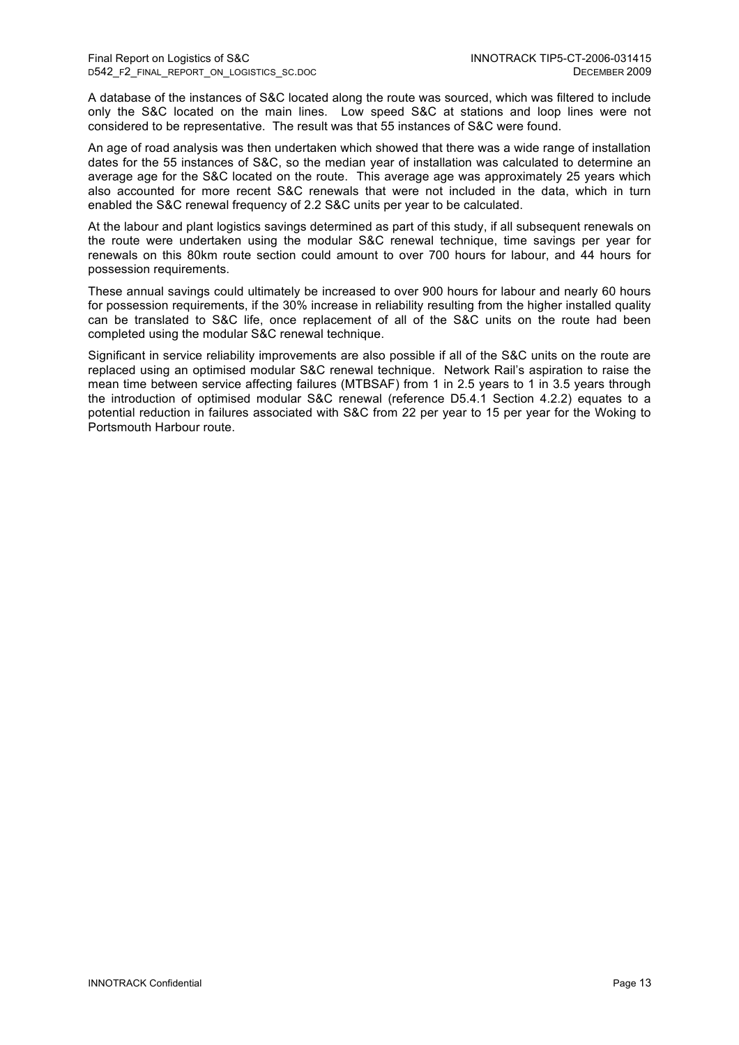A database of the instances of S&C located along the route was sourced, which was filtered to include only the S&C located on the main lines. Low speed S&C at stations and loop lines were not considered to be representative. The result was that 55 instances of S&C were found.

An age of road analysis was then undertaken which showed that there was a wide range of installation dates for the 55 instances of S&C, so the median year of installation was calculated to determine an average age for the S&C located on the route. This average age was approximately 25 years which also accounted for more recent S&C renewals that were not included in the data, which in turn enabled the S&C renewal frequency of 2.2 S&C units per year to be calculated.

At the labour and plant logistics savings determined as part of this study, if all subsequent renewals on the route were undertaken using the modular S&C renewal technique, time savings per year for renewals on this 80km route section could amount to over 700 hours for labour, and 44 hours for possession requirements.

These annual savings could ultimately be increased to over 900 hours for labour and nearly 60 hours for possession requirements, if the 30% increase in reliability resulting from the higher installed quality can be translated to S&C life, once replacement of all of the S&C units on the route had been completed using the modular S&C renewal technique.

Significant in service reliability improvements are also possible if all of the S&C units on the route are replaced using an optimised modular S&C renewal technique. Network Rail's aspiration to raise the mean time between service affecting failures (MTBSAF) from 1 in 2.5 years to 1 in 3.5 years through the introduction of optimised modular S&C renewal (reference D5.4.1 Section 4.2.2) equates to a potential reduction in failures associated with S&C from 22 per year to 15 per year for the Woking to Portsmouth Harbour route.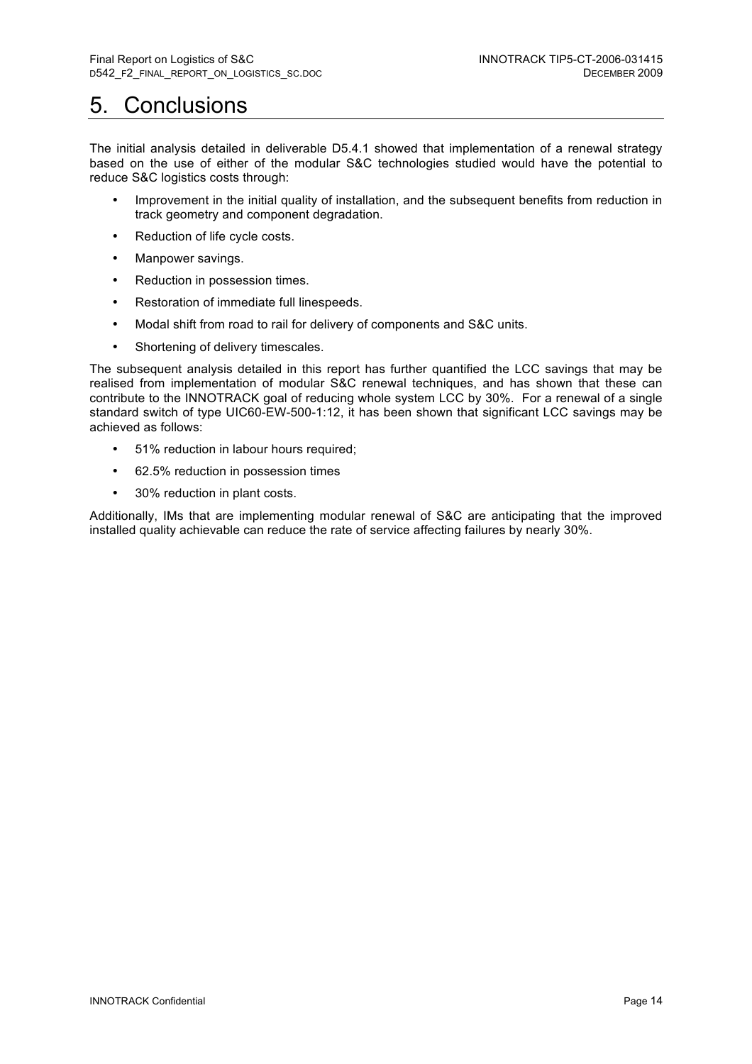# 5. Conclusions

The initial analysis detailed in deliverable D5.4.1 showed that implementation of a renewal strategy based on the use of either of the modular S&C technologies studied would have the potential to reduce S&C logistics costs through:

- Improvement in the initial quality of installation, and the subsequent benefits from reduction in track geometry and component degradation.
- Reduction of life cycle costs.
- Manpower savings.
- Reduction in possession times.
- Restoration of immediate full linespeeds.
- Modal shift from road to rail for delivery of components and S&C units.
- Shortening of delivery timescales.

The subsequent analysis detailed in this report has further quantified the LCC savings that may be realised from implementation of modular S&C renewal techniques, and has shown that these can contribute to the INNOTRACK goal of reducing whole system LCC by 30%. For a renewal of a single standard switch of type UIC60-EW-500-1:12, it has been shown that significant LCC savings may be achieved as follows:

- 51% reduction in labour hours required;
- 62.5% reduction in possession times
- 30% reduction in plant costs.

Additionally, IMs that are implementing modular renewal of S&C are anticipating that the improved installed quality achievable can reduce the rate of service affecting failures by nearly 30%.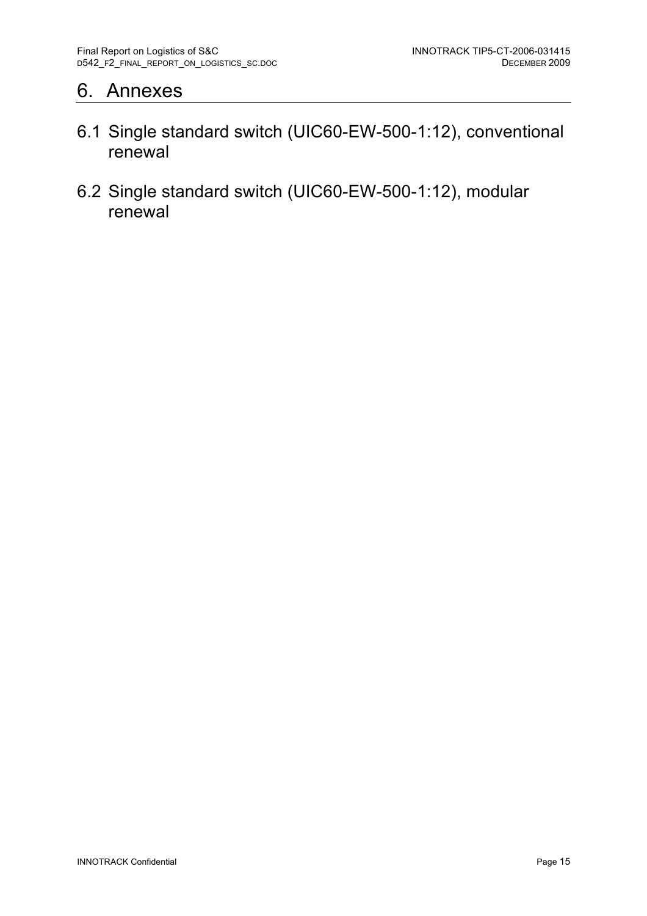# 6. Annexes

## 6.1 Single standard switch (UIC60-EW-500-1:12), conventional renewal

## 6.2 Single standard switch (UIC60-EW-500-1:12), modular renewal